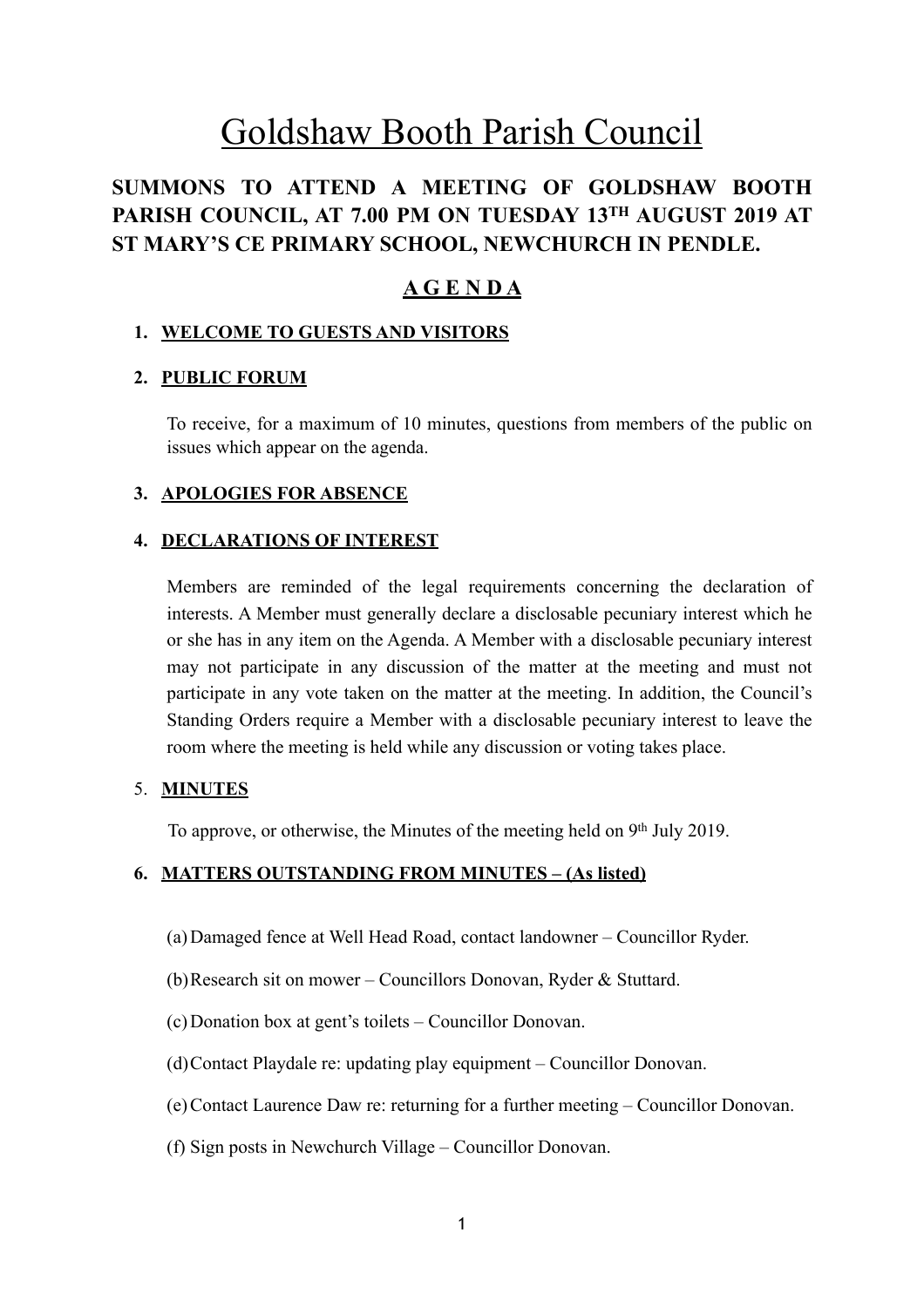# Goldshaw Booth Parish Council

**SUMMONS TO ATTEND A MEETING OF GOLDSHAW BOOTH PARISH COUNCIL, AT 7.00 PM ON TUESDAY 13TH AUGUST 2019 AT ST MARY'S CE PRIMARY SCHOOL, NEWCHURCH IN PENDLE.**

## A G E N D A

1. **WELCOME TO GUESTS AND VISITORS**

2. **PUBLIC FORUM**

   To receive, for a maximum of 10 minutes, questions from members of the public on issues which appear on the agenda.

3. **APOLOGIES FOR ABSENCE**

4. **DECLARATIONS OF INTEREST**

   Members are reminded of the legal requirements concerning the declaration of interests. A Member must generally declare a disclosable pecuniary interest which he or she has in any item on the Agenda. A Member with a disclosable pecuniary interest may not participate in any discussion of the matter at the meeting and must not participate in any vote taken on the matter at the meeting. In addition, the Council's Standing Orders require a Member with a disclosable pecuniary interest to leave the room where the meeting is held while any discussion or voting takes place.

5. **MINUTES**

   To approve, or otherwise, the Minutes of the meeting held on 9th July 2019.

6. **MATTERS OUTSTANDING FROM MINUTES – (As listed)**

   (a) Damaged fence at Well Head Road, contact landowner – Councillor Ryder.

   (b) Research sit on mower – Councillors Donovan, Ryder & Stuttard.

   (c) Donation box at gent's toilets – Councillor Donovan.

   (d) Contact Playdale re: updating play equipment – Councillor Donovan.

   (e) Contact Laurence Daw re: returning for a further meeting – Councillor Donovan.

   (f) Sign posts in Newchurch Village – Councillor Donovan.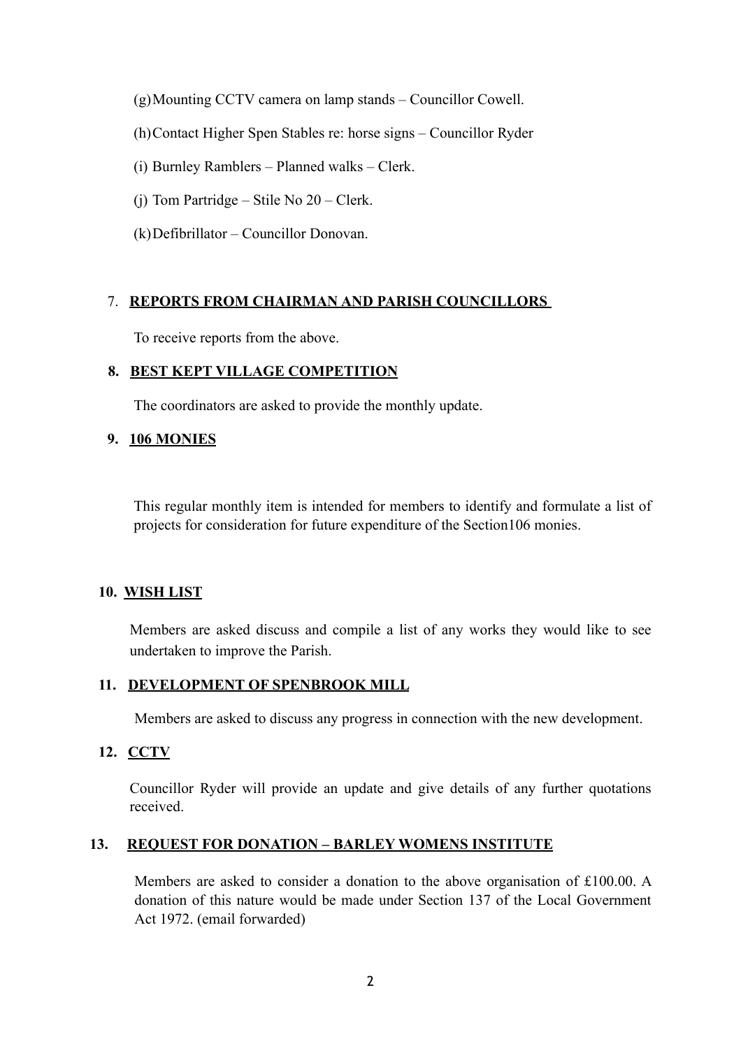(g) Mounting CCTV camera on lamp stands – Councillor Cowell.

(h) Contact Higher Spen Stables re: horse signs – Councillor Ryder

(i) Burnley Ramblers – Planned walks – Clerk.

(j) Tom Partridge – Stile No 20 – Clerk.

(k) Defibrillator – Councillor Donovan.

7. **REPORTS FROM CHAIRMAN AND PARISH COUNCILLORS**

To receive reports from the above.

8. **BEST KEPT VILLAGE COMPETITION**

The coordinators are asked to provide the monthly update.

9. **106 MONIES**

This regular monthly item is intended for members to identify and formulate a list of projects for consideration for future expenditure of the Section106 monies.

10. **WISH LIST**

Members are asked discuss and compile a list of any works they would like to see undertaken to improve the Parish.

11. **DEVELOPMENT OF SPENBROOK MILL**

Members are asked to discuss any progress in connection with the new development.

12. **CCTV**

Councillor Ryder will provide an update and give details of any further quotations received.

13. **REQUEST FOR DONATION – BARLEY WOMENS INSTITUTE**

Members are asked to consider a donation to the above organisation of £100.00. A donation of this nature would be made under Section 137 of the Local Government Act 1972. (email forwarded)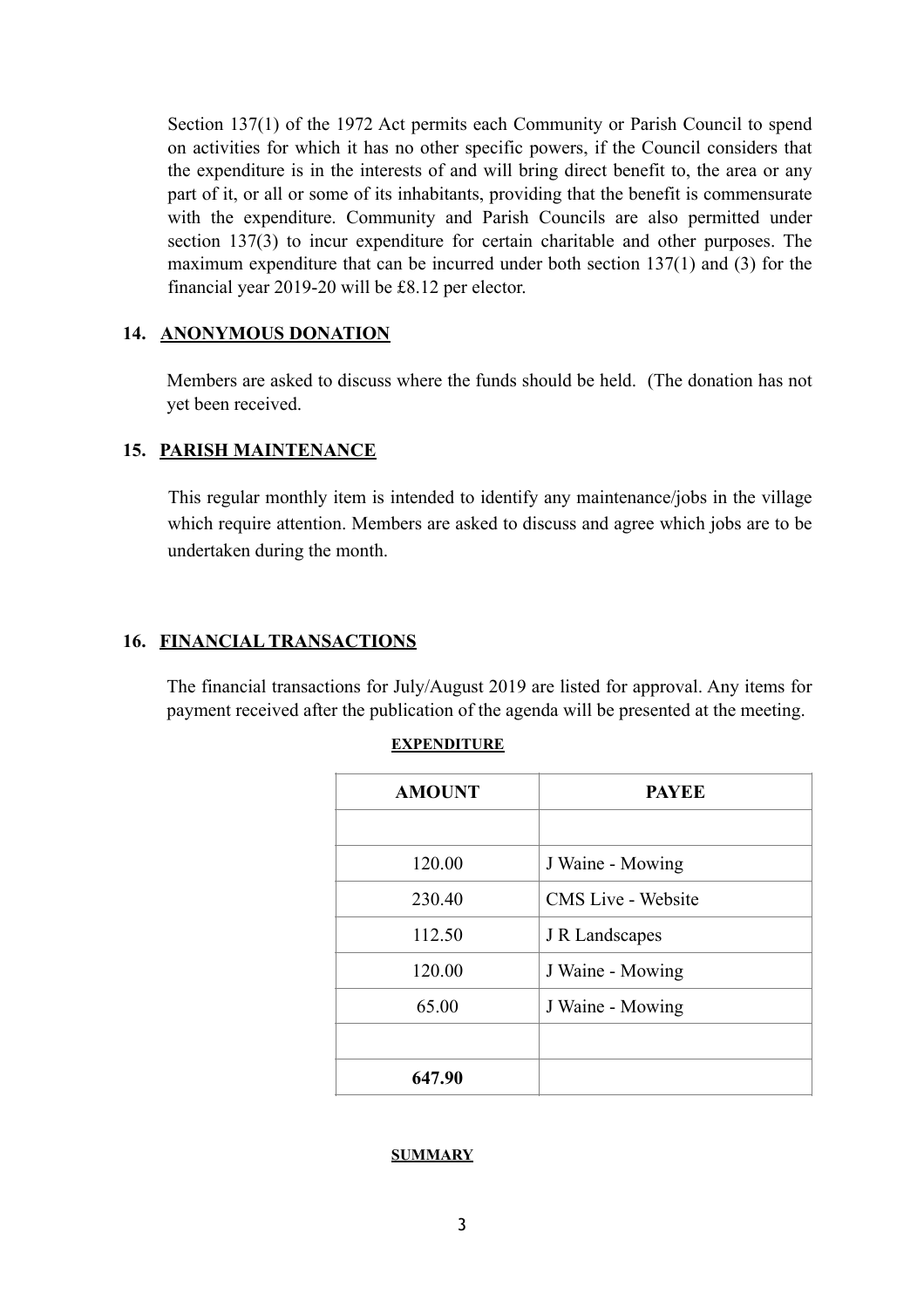Section 137(1) of the 1972 Act permits each Community or Parish Council to spend on activities for which it has no other specific powers, if the Council considers that the expenditure is in the interests of and will bring direct benefit to, the area or any part of it, or all or some of its inhabitants, providing that the benefit is commensurate with the expenditure. Community and Parish Councils are also permitted under section 137(3) to incur expenditure for certain charitable and other purposes. The maximum expenditure that can be incurred under both section 137(1) and (3) for the financial year 2019-20 will be £8.12 per elector.

## 14. ANONYMOUS DONATION

Members are asked to discuss where the funds should be held. (The donation has not yet been received.

## 15. PARISH MAINTENANCE

This regular monthly item is intended to identify any maintenance/jobs in the village which require attention. Members are asked to discuss and agree which jobs are to be undertaken during the month.

## 16. FINANCIAL TRANSACTIONS

The financial transactions for July/August 2019 are listed for approval. Any items for payment received after the publication of the agenda will be presented at the meeting.

**EXPENDITURE**

| AMOUNT | PAYEE |
|---|---|
| | |
| 120.00 | J Waine - Mowing |
| 230.40 | CMS Live - Website |
| 112.50 | J R Landscapes |
| 120.00 | J Waine - Mowing |
| 65.00 | J Waine - Mowing |
| | |
| **647.90** | |

**SUMMARY**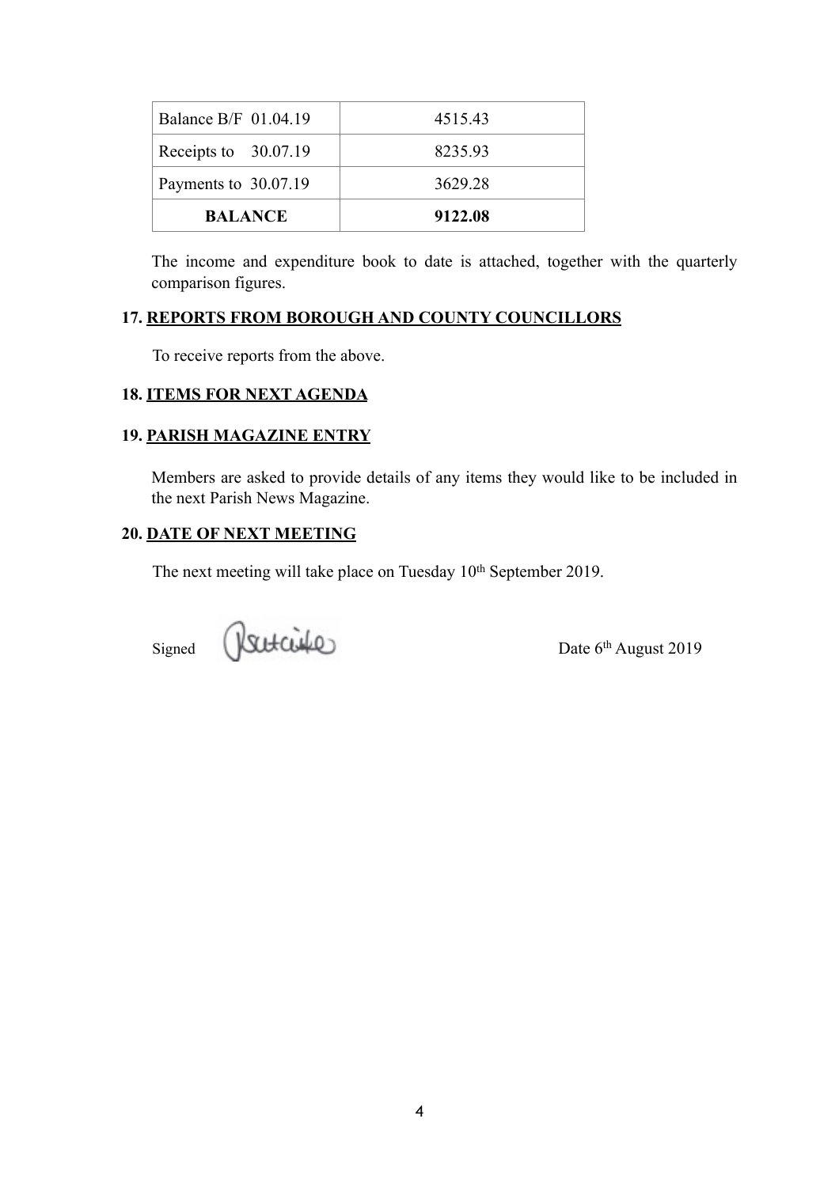| | |
|---|---|
| Balance B/F 01.04.19 | 4515.43 |
| Receipts to 30.07.19 | 8235.93 |
| Payments to 30.07.19 | 3629.28 |
| **BALANCE** | **9122.08** |

The income and expenditure book to date is attached, together with the quarterly comparison figures.

**17. REPORTS FROM BOROUGH AND COUNTY COUNCILLORS**

To receive reports from the above.

**18. ITEMS FOR NEXT AGENDA**

**19. PARISH MAGAZINE ENTRY**

Members are asked to provide details of any items they would like to be included in the next Parish News Magazine.

**20. DATE OF NEXT MEETING**

The next meeting will take place on Tuesday 10th September 2019.

Signed Date 6th August 2019